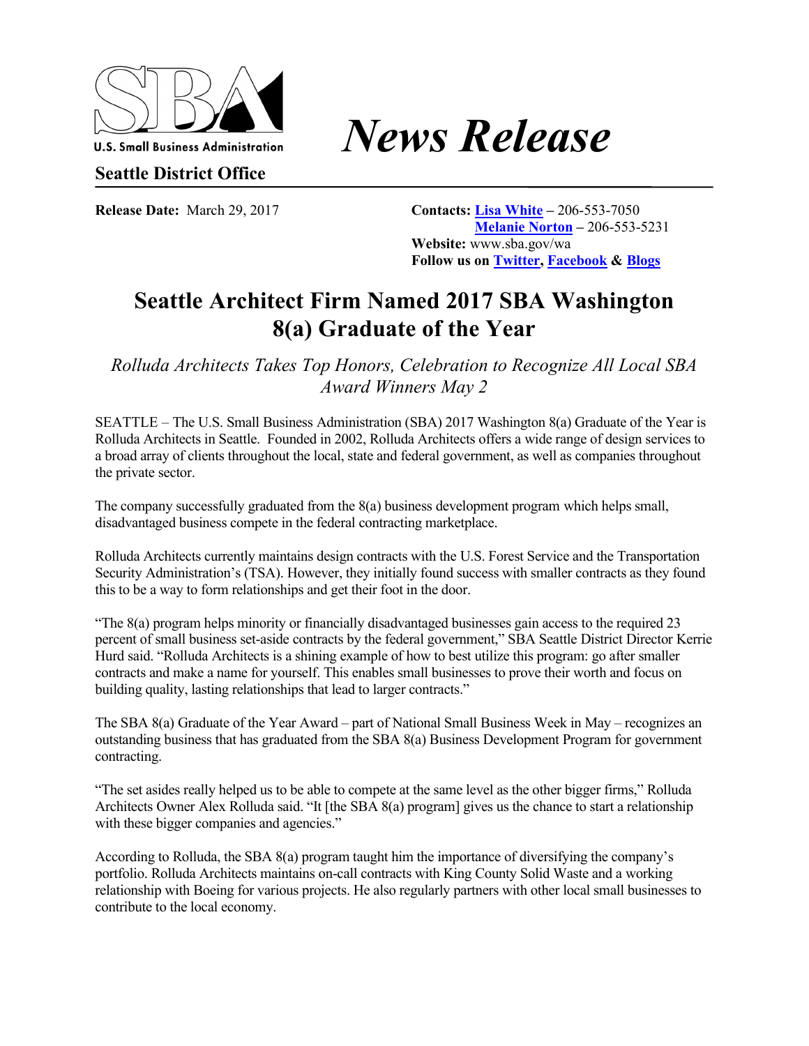U.S. Small Business Administration

**Seattle District Office**

# *News Release*

**Release Date:** March 29, 2017

**Contacts:** **Lisa White** – 206-553-7050
**Melanie Norton** – 206-553-5231
**Website:** www.sba.gov/wa
**Follow us on Twitter, Facebook & Blogs**

## Seattle Architect Firm Named 2017 SBA Washington 8(a) Graduate of the Year

*Rolluda Architects Takes Top Honors, Celebration to Recognize All Local SBA Award Winners May 2*

SEATTLE – The U.S. Small Business Administration (SBA) 2017 Washington 8(a) Graduate of the Year is Rolluda Architects in Seattle. Founded in 2002, Rolluda Architects offers a wide range of design services to a broad array of clients throughout the local, state and federal government, as well as companies throughout the private sector.

The company successfully graduated from the 8(a) business development program which helps small, disadvantaged business compete in the federal contracting marketplace.

Rolluda Architects currently maintains design contracts with the U.S. Forest Service and the Transportation Security Administration's (TSA). However, they initially found success with smaller contracts as they found this to be a way to form relationships and get their foot in the door.

"The 8(a) program helps minority or financially disadvantaged businesses gain access to the required 23 percent of small business set-aside contracts by the federal government," SBA Seattle District Director Kerrie Hurd said. "Rolluda Architects is a shining example of how to best utilize this program: go after smaller contracts and make a name for yourself. This enables small businesses to prove their worth and focus on building quality, lasting relationships that lead to larger contracts."

The SBA 8(a) Graduate of the Year Award – part of National Small Business Week in May – recognizes an outstanding business that has graduated from the SBA 8(a) Business Development Program for government contracting.

"The set asides really helped us to be able to compete at the same level as the other bigger firms," Rolluda Architects Owner Alex Rolluda said. "It [the SBA 8(a) program] gives us the chance to start a relationship with these bigger companies and agencies."

According to Rolluda, the SBA 8(a) program taught him the importance of diversifying the company's portfolio. Rolluda Architects maintains on-call contracts with King County Solid Waste and a working relationship with Boeing for various projects. He also regularly partners with other local small businesses to contribute to the local economy.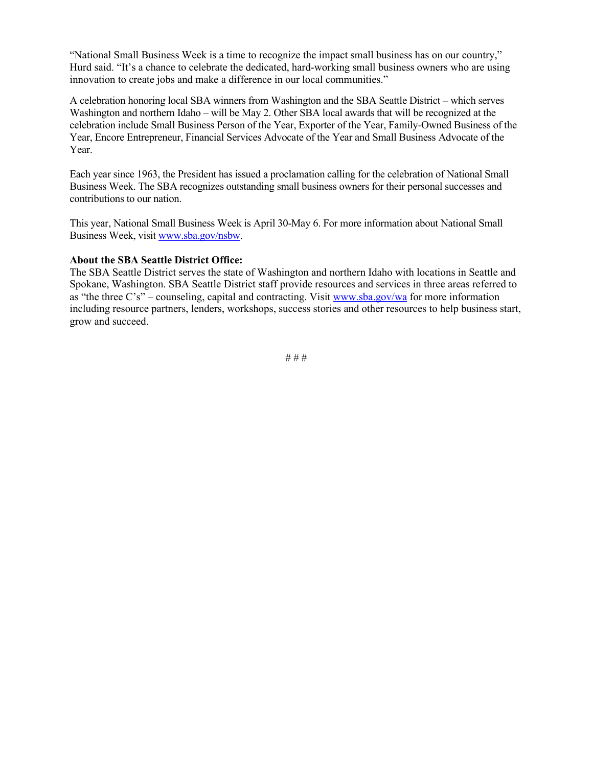"National Small Business Week is a time to recognize the impact small business has on our country," Hurd said. "It's a chance to celebrate the dedicated, hard-working small business owners who are using innovation to create jobs and make a difference in our local communities."

A celebration honoring local SBA winners from Washington and the SBA Seattle District – which serves Washington and northern Idaho – will be May 2. Other SBA local awards that will be recognized at the celebration include Small Business Person of the Year, Exporter of the Year, Family-Owned Business of the Year, Encore Entrepreneur, Financial Services Advocate of the Year and Small Business Advocate of the Year.

Each year since 1963, the President has issued a proclamation calling for the celebration of National Small Business Week. The SBA recognizes outstanding small business owners for their personal successes and contributions to our nation.

This year, National Small Business Week is April 30-May 6. For more information about National Small Business Week, visit www.sba.gov/nsbw.

**About the SBA Seattle District Office:**
The SBA Seattle District serves the state of Washington and northern Idaho with locations in Seattle and Spokane, Washington. SBA Seattle District staff provide resources and services in three areas referred to as "the three C's" – counseling, capital and contracting. Visit www.sba.gov/wa for more information including resource partners, lenders, workshops, success stories and other resources to help business start, grow and succeed.

# # #